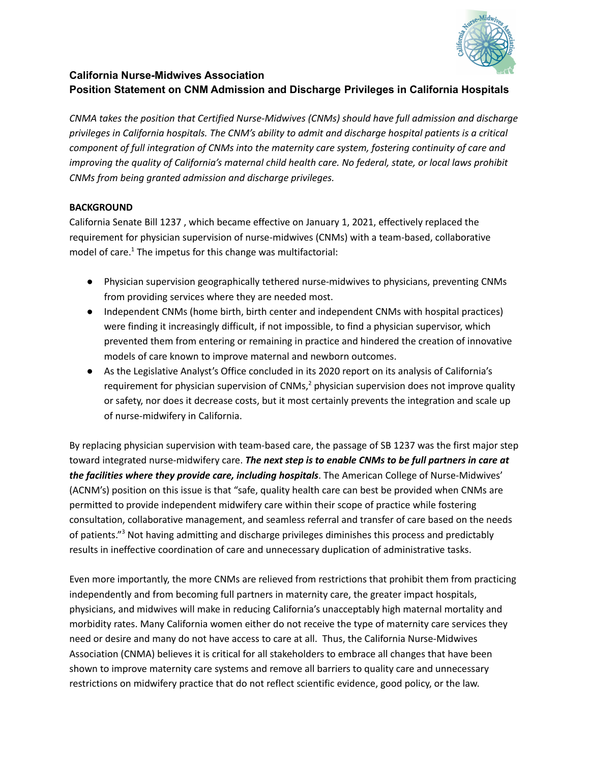**California Nurse-Midwives Association**
**Position Statement on CNM Admission and Discharge Privileges in California Hospitals**

*CNMA takes the position that Certified Nurse-Midwives (CNMs) should have full admission and discharge privileges in California hospitals. The CNM's ability to admit and discharge hospital patients is a critical component of full integration of CNMs into the maternity care system, fostering continuity of care and improving the quality of California's maternal child health care. No federal, state, or local laws prohibit CNMs from being granted admission and discharge privileges.*

**BACKGROUND**

California Senate Bill 1237 , which became effective on January 1, 2021, effectively replaced the requirement for physician supervision of nurse-midwives (CNMs) with a team-based, collaborative model of care.[1] The impetus for this change was multifactorial:

- Physician supervision geographically tethered nurse-midwives to physicians, preventing CNMs from providing services where they are needed most.
- Independent CNMs (home birth, birth center and independent CNMs with hospital practices) were finding it increasingly difficult, if not impossible, to find a physician supervisor, which prevented them from entering or remaining in practice and hindered the creation of innovative models of care known to improve maternal and newborn outcomes.
- As the Legislative Analyst's Office concluded in its 2020 report on its analysis of California's requirement for physician supervision of CNMs,[2] physician supervision does not improve quality or safety, nor does it decrease costs, but it most certainly prevents the integration and scale up of nurse-midwifery in California.

By replacing physician supervision with team-based care, the passage of SB 1237 was the first major step toward integrated nurse-midwifery care. ***The next step is to enable CNMs to be full partners in care at the facilities where they provide care, including hospitals***. The American College of Nurse-Midwives' (ACNM's) position on this issue is that "safe, quality health care can best be provided when CNMs are permitted to provide independent midwifery care within their scope of practice while fostering consultation, collaborative management, and seamless referral and transfer of care based on the needs of patients."[3] Not having admitting and discharge privileges diminishes this process and predictably results in ineffective coordination of care and unnecessary duplication of administrative tasks.

Even more importantly, the more CNMs are relieved from restrictions that prohibit them from practicing independently and from becoming full partners in maternity care, the greater impact hospitals, physicians, and midwives will make in reducing California's unacceptably high maternal mortality and morbidity rates. Many California women either do not receive the type of maternity care services they need or desire and many do not have access to care at all. Thus, the California Nurse-Midwives Association (CNMA) believes it is critical for all stakeholders to embrace all changes that have been shown to improve maternity care systems and remove all barriers to quality care and unnecessary restrictions on midwifery practice that do not reflect scientific evidence, good policy, or the law.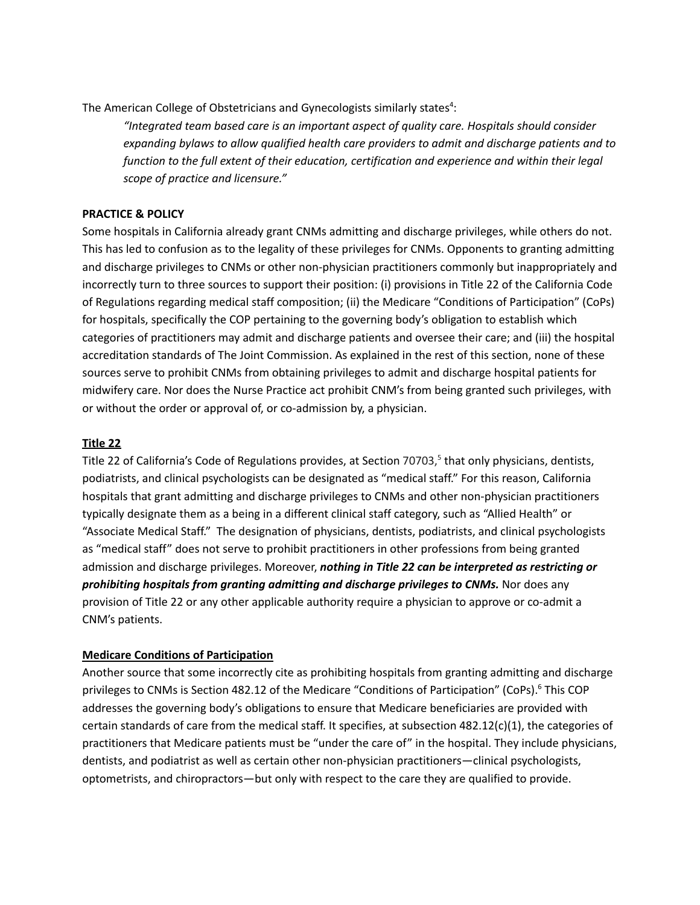The American College of Obstetricians and Gynecologists similarly states[4]:

> *"Integrated team based care is an important aspect of quality care. Hospitals should consider expanding bylaws to allow qualified health care providers to admit and discharge patients and to function to the full extent of their education, certification and experience and within their legal scope of practice and licensure."*

**PRACTICE & POLICY**

Some hospitals in California already grant CNMs admitting and discharge privileges, while others do not. This has led to confusion as to the legality of these privileges for CNMs. Opponents to granting admitting and discharge privileges to CNMs or other non-physician practitioners commonly but inappropriately and incorrectly turn to three sources to support their position: (i) provisions in Title 22 of the California Code of Regulations regarding medical staff composition; (ii) the Medicare "Conditions of Participation" (CoPs) for hospitals, specifically the COP pertaining to the governing body's obligation to establish which categories of practitioners may admit and discharge patients and oversee their care; and (iii) the hospital accreditation standards of The Joint Commission. As explained in the rest of this section, none of these sources serve to prohibit CNMs from obtaining privileges to admit and discharge hospital patients for midwifery care. Nor does the Nurse Practice act prohibit CNM's from being granted such privileges, with or without the order or approval of, or co-admission by, a physician.

**Title 22**

Title 22 of California's Code of Regulations provides, at Section 70703,[5] that only physicians, dentists, podiatrists, and clinical psychologists can be designated as "medical staff." For this reason, California hospitals that grant admitting and discharge privileges to CNMs and other non-physician practitioners typically designate them as a being in a different clinical staff category, such as "Allied Health" or "Associate Medical Staff." The designation of physicians, dentists, podiatrists, and clinical psychologists as "medical staff" does not serve to prohibit practitioners in other professions from being granted admission and discharge privileges. Moreover, ***nothing in Title 22 can be interpreted as restricting or prohibiting hospitals from granting admitting and discharge privileges to CNMs.*** Nor does any provision of Title 22 or any other applicable authority require a physician to approve or co-admit a CNM's patients.

**Medicare Conditions of Participation**

Another source that some incorrectly cite as prohibiting hospitals from granting admitting and discharge privileges to CNMs is Section 482.12 of the Medicare "Conditions of Participation" (CoPs).[6] This COP addresses the governing body's obligations to ensure that Medicare beneficiaries are provided with certain standards of care from the medical staff. It specifies, at subsection 482.12(c)(1), the categories of practitioners that Medicare patients must be "under the care of" in the hospital. They include physicians, dentists, and podiatrist as well as certain other non-physician practitioners—clinical psychologists, optometrists, and chiropractors—but only with respect to the care they are qualified to provide.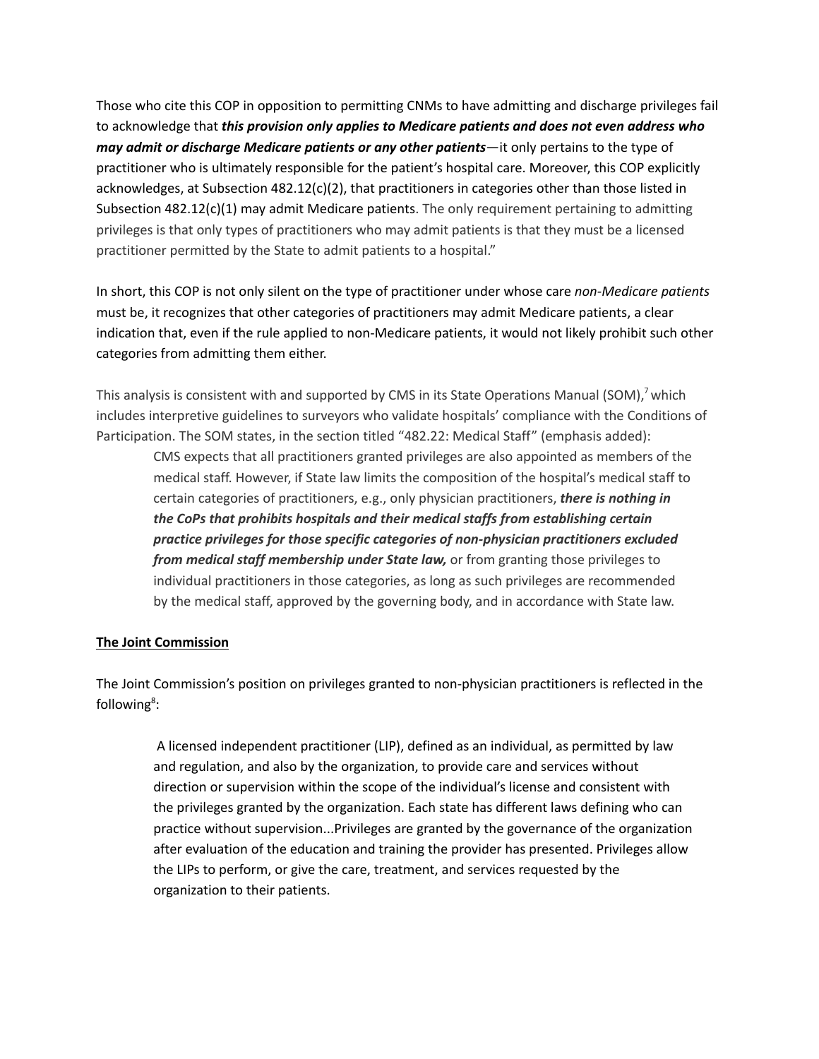Those who cite this COP in opposition to permitting CNMs to have admitting and discharge privileges fail to acknowledge that ***this provision only applies to Medicare patients and does not even address who may admit or discharge Medicare patients or any other patients***—it only pertains to the type of practitioner who is ultimately responsible for the patient's hospital care. Moreover, this COP explicitly acknowledges, at Subsection 482.12(c)(2), that practitioners in categories other than those listed in Subsection 482.12(c)(1) may admit Medicare patients. The only requirement pertaining to admitting privileges is that only types of practitioners who may admit patients is that they must be a licensed practitioner permitted by the State to admit patients to a hospital."

In short, this COP is not only silent on the type of practitioner under whose care *non-Medicare patients* must be, it recognizes that other categories of practitioners may admit Medicare patients, a clear indication that, even if the rule applied to non-Medicare patients, it would not likely prohibit such other categories from admitting them either.

This analysis is consistent with and supported by CMS in its State Operations Manual (SOM),[7] which includes interpretive guidelines to surveyors who validate hospitals' compliance with the Conditions of Participation. The SOM states, in the section titled "482.22: Medical Staff" (emphasis added):

> CMS expects that all practitioners granted privileges are also appointed as members of the medical staff. However, if State law limits the composition of the hospital's medical staff to certain categories of practitioners, e.g., only physician practitioners, ***there is nothing in the CoPs that prohibits hospitals and their medical staffs from establishing certain practice privileges for those specific categories of non-physician practitioners excluded from medical staff membership under State law,*** or from granting those privileges to individual practitioners in those categories, as long as such privileges are recommended by the medical staff, approved by the governing body, and in accordance with State law.

**The Joint Commission**

The Joint Commission's position on privileges granted to non-physician practitioners is reflected in the following[8]:

> A licensed independent practitioner (LIP), defined as an individual, as permitted by law and regulation, and also by the organization, to provide care and services without direction or supervision within the scope of the individual's license and consistent with the privileges granted by the organization. Each state has different laws defining who can practice without supervision...Privileges are granted by the governance of the organization after evaluation of the education and training the provider has presented. Privileges allow the LIPs to perform, or give the care, treatment, and services requested by the organization to their patients.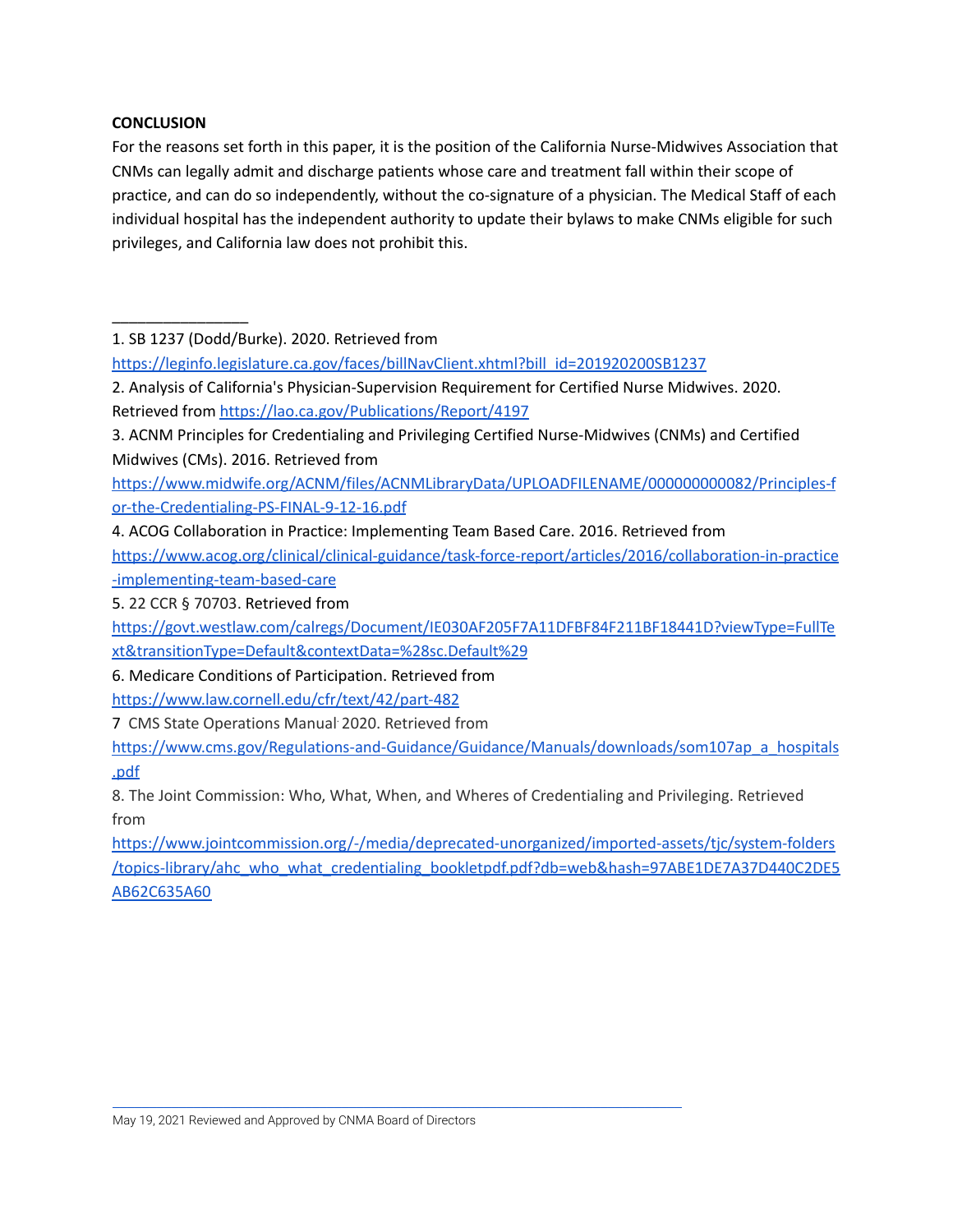**CONCLUSION**

For the reasons set forth in this paper, it is the position of the California Nurse-Midwives Association that CNMs can legally admit and discharge patients whose care and treatment fall within their scope of practice, and can do so independently, without the co-signature of a physician. The Medical Staff of each individual hospital has the independent authority to update their bylaws to make CNMs eligible for such privileges, and California law does not prohibit this.

---

1. SB 1237 (Dodd/Burke). 2020. Retrieved from https://leginfo.legislature.ca.gov/faces/billNavClient.xhtml?bill_id=201920200SB1237
2. Analysis of California's Physician-Supervision Requirement for Certified Nurse Midwives. 2020. Retrieved from https://lao.ca.gov/Publications/Report/4197
3. ACNM Principles for Credentialing and Privileging Certified Nurse-Midwives (CNMs) and Certified Midwives (CMs). 2016. Retrieved from https://www.midwife.org/ACNM/files/ACNMLibraryData/UPLOADFILENAME/000000000082/Principles-for-the-Credentialing-PS-FINAL-9-12-16.pdf
4. ACOG Collaboration in Practice: Implementing Team Based Care. 2016. Retrieved from https://www.acog.org/clinical/clinical-guidance/task-force-report/articles/2016/collaboration-in-practice-implementing-team-based-care
5. 22 CCR § 70703. Retrieved from https://govt.westlaw.com/calregs/Document/IE030AF205F7A11DFBF84F211BF18441D?viewType=FullText&transitionType=Default&contextData=%28sc.Default%29
6. Medicare Conditions of Participation. Retrieved from https://www.law.cornell.edu/cfr/text/42/part-482
7. CMS State Operations Manual 2020. Retrieved from https://www.cms.gov/Regulations-and-Guidance/Guidance/Manuals/downloads/som107ap_a_hospitals.pdf
8. The Joint Commission: Who, What, When, and Wheres of Credentialing and Privileging. Retrieved from https://www.jointcommission.org/-/media/deprecated-unorganized/imported-assets/tjc/system-folders/topics-library/ahc_who_what_credentialing_bookletpdf.pdf?db=web&hash=97ABE1DE7A37D440C2DE5AB62C635A60

May 19, 2021 Reviewed and Approved by CNMA Board of Directors